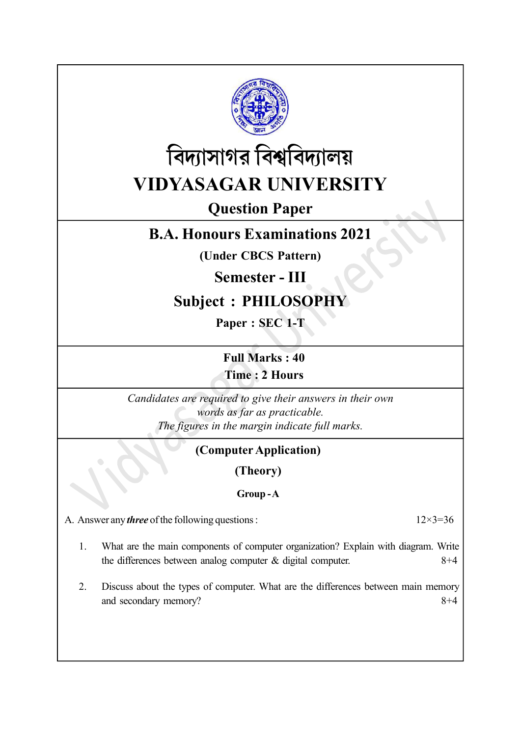# বিদ্যাসাগর বিশ্ববিদ্যালয়

# VIDYASAGAR UNIVERSITY

## Question Paper

## B.A. Honours Examinations 2021

**(Under CBCS Pattern)**

## Semester - III

## Subject : PHILOSOPHY

**Paper : SEC 1-T**

**Full Marks : 40**

**Time : 2 Hours**

*Candidates are required to give their answers in their own words as far as practicable.*

*The figures in the margin indicate full marks.*

**(Computer Application)**

**(Theory)**

**Group - A**

A. Answer any ***three*** of the following questions : $12\times3=36$

1. What are the main components of computer organization? Explain with diagram. Write the differences between analog computer & digital computer. 8+4

2. Discuss about the types of computer. What are the differences between main memory and secondary memory? 8+4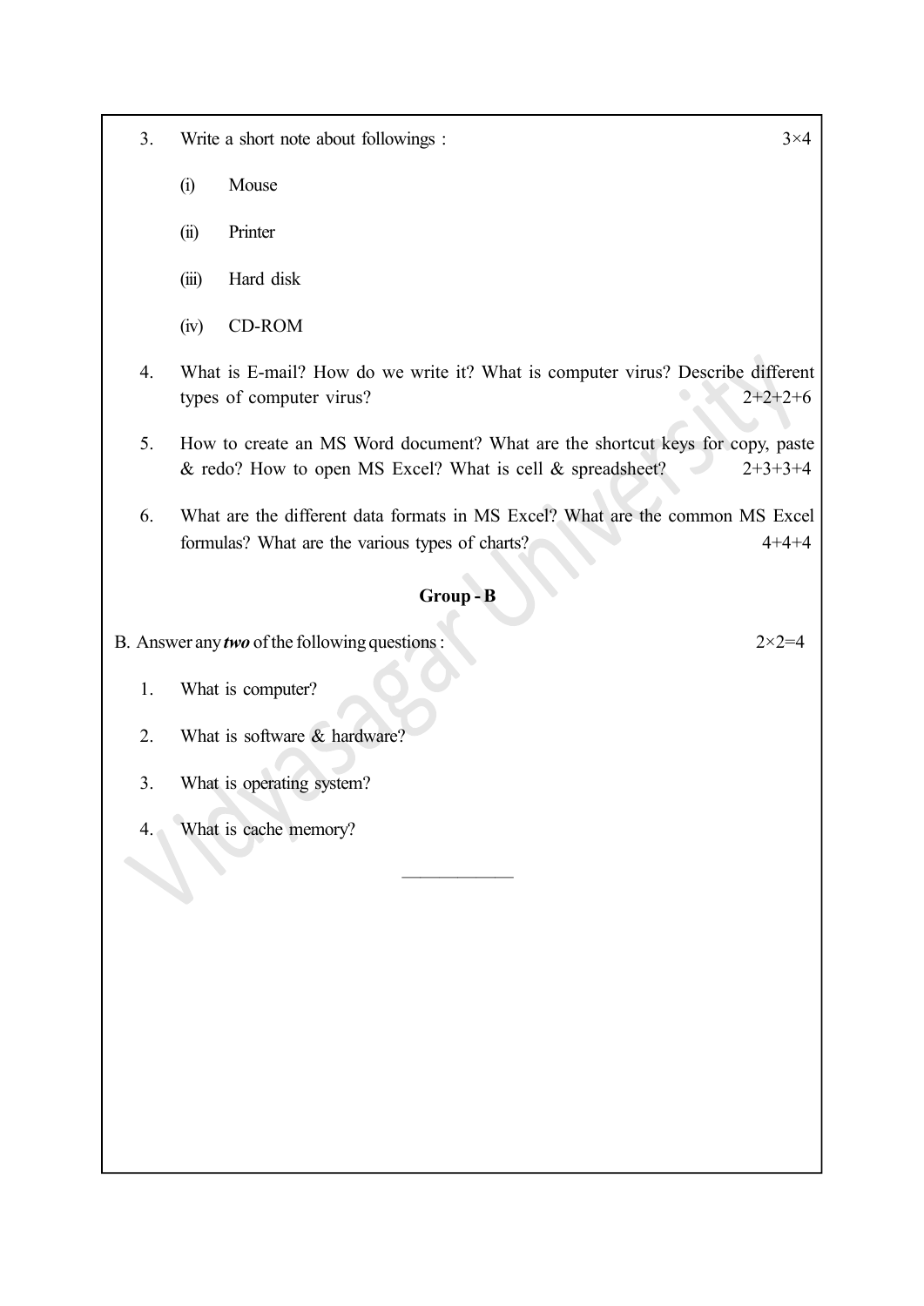3. Write a short note about followings : 3×4

   (i) Mouse

   (ii) Printer

   (iii) Hard disk

   (iv) CD-ROM

4. What is E-mail? How do we write it? What is computer virus? Describe different types of computer virus? 2+2+2+6

5. How to create an MS Word document? What are the shortcut keys for copy, paste & redo? How to open MS Excel? What is cell & spreadsheet? 2+3+3+4

6. What are the different data formats in MS Excel? What are the common MS Excel formulas? What are the various types of charts? 4+4+4

## Group - B

B. Answer any ***two*** of the following questions : 2×2=4

1. What is computer?

2. What is software & hardware?

3. What is operating system?

4. What is cache memory?

———————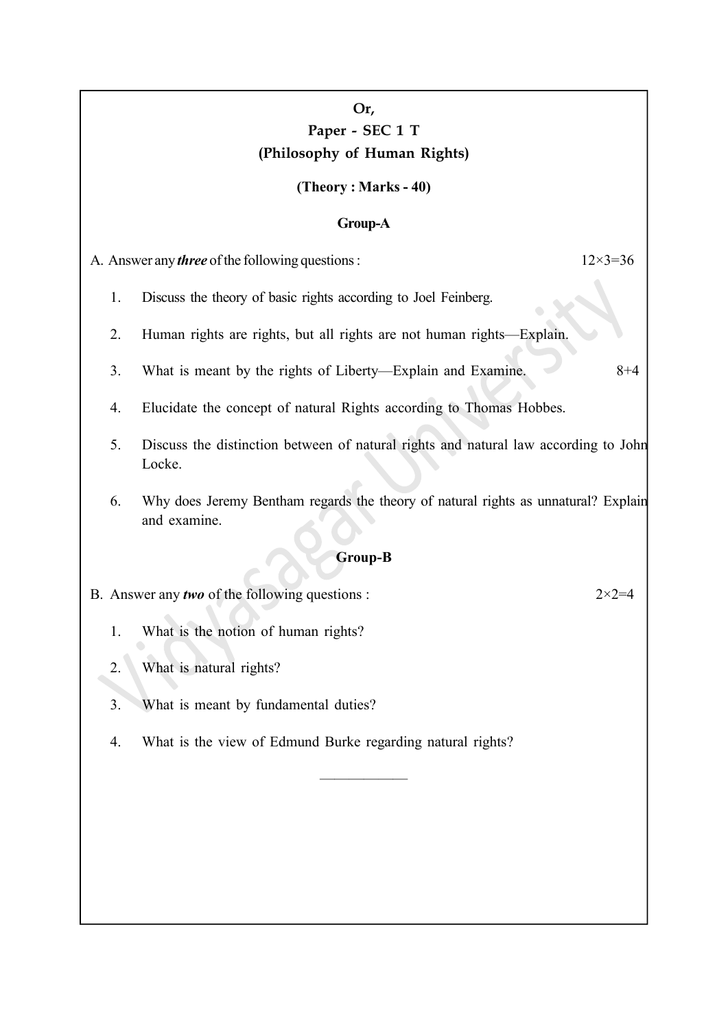**Or,**

**Paper - SEC 1 T**

**(Philosophy of Human Rights)**

**(Theory : Marks - 40)**

**Group-A**

A. Answer any ***three*** of the following questions : 12×3=36

1. Discuss the theory of basic rights according to Joel Feinberg.

2. Human rights are rights, but all rights are not human rights—Explain.

3. What is meant by the rights of Liberty—Explain and Examine. 8+4

4. Elucidate the concept of natural Rights according to Thomas Hobbes.

5. Discuss the distinction between of natural rights and natural law according to John Locke.

6. Why does Jeremy Bentham regards the theory of natural rights as unnatural? Explain and examine.

**Group-B**

B. Answer any ***two*** of the following questions : 2×2=4

1. What is the notion of human rights?

2. What is natural rights?

3. What is meant by fundamental duties?

4. What is the view of Edmund Burke regarding natural rights?

————————